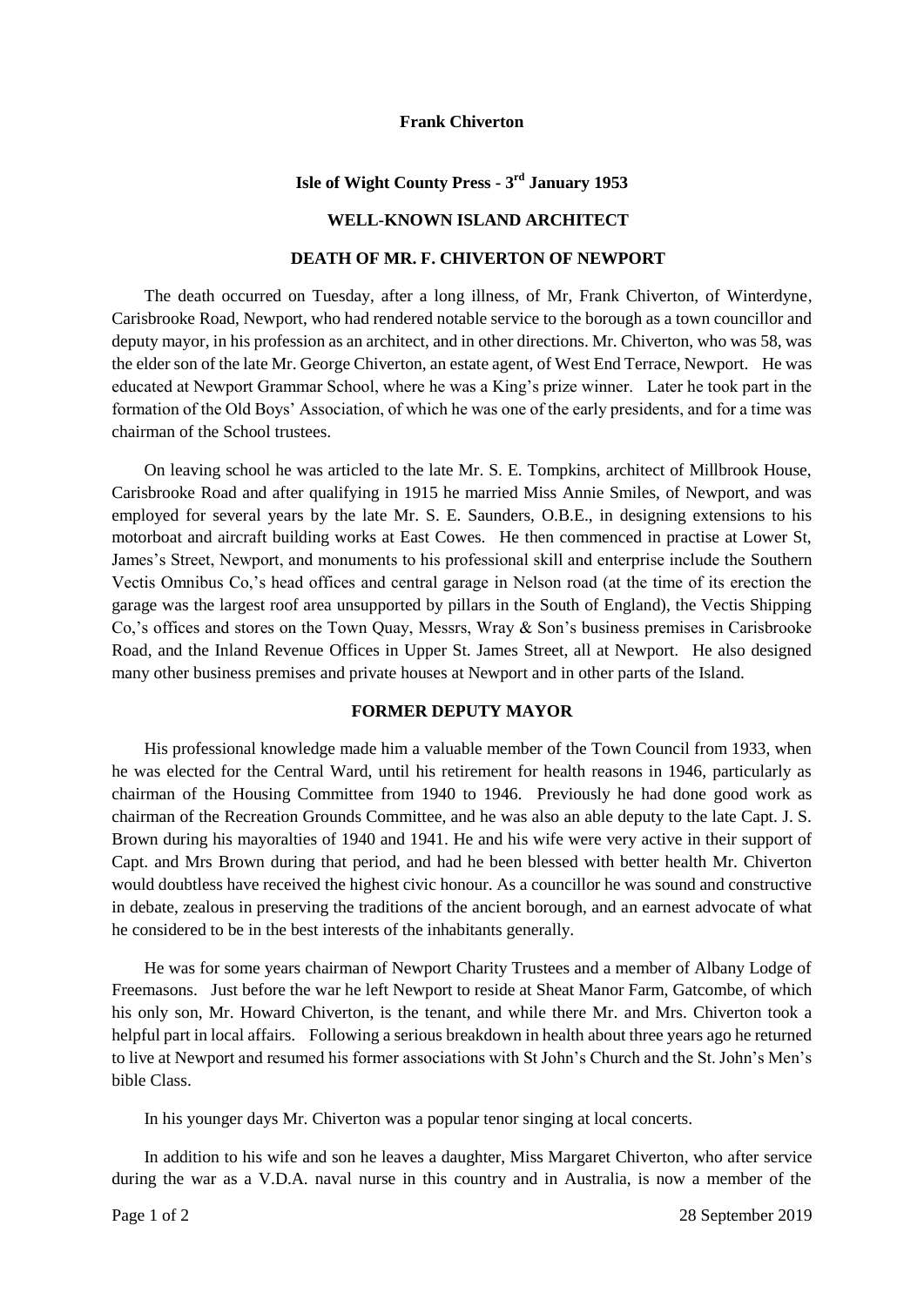**Frank Chiverton**

**Isle of Wight County Press - 3rd January 1953**

**WELL-KNOWN ISLAND ARCHITECT**

**DEATH OF MR. F. CHIVERTON OF NEWPORT**

The death occurred on Tuesday, after a long illness, of Mr, Frank Chiverton, of Winterdyne, Carisbrooke Road, Newport, who had rendered notable service to the borough as a town councillor and deputy mayor, in his profession as an architect, and in other directions. Mr. Chiverton, who was 58, was the elder son of the late Mr. George Chiverton, an estate agent, of West End Terrace, Newport. He was educated at Newport Grammar School, where he was a King's prize winner. Later he took part in the formation of the Old Boys' Association, of which he was one of the early presidents, and for a time was chairman of the School trustees.

On leaving school he was articled to the late Mr. S. E. Tompkins, architect of Millbrook House, Carisbrooke Road and after qualifying in 1915 he married Miss Annie Smiles, of Newport, and was employed for several years by the late Mr. S. E. Saunders, O.B.E., in designing extensions to his motorboat and aircraft building works at East Cowes. He then commenced in practise at Lower St, James's Street, Newport, and monuments to his professional skill and enterprise include the Southern Vectis Omnibus Co,'s head offices and central garage in Nelson road (at the time of its erection the garage was the largest roof area unsupported by pillars in the South of England), the Vectis Shipping Co,'s offices and stores on the Town Quay, Messrs, Wray & Son's business premises in Carisbrooke Road, and the Inland Revenue Offices in Upper St. James Street, all at Newport. He also designed many other business premises and private houses at Newport and in other parts of the Island.

**FORMER DEPUTY MAYOR**

His professional knowledge made him a valuable member of the Town Council from 1933, when he was elected for the Central Ward, until his retirement for health reasons in 1946, particularly as chairman of the Housing Committee from 1940 to 1946. Previously he had done good work as chairman of the Recreation Grounds Committee, and he was also an able deputy to the late Capt. J. S. Brown during his mayoralties of 1940 and 1941. He and his wife were very active in their support of Capt. and Mrs Brown during that period, and had he been blessed with better health Mr. Chiverton would doubtless have received the highest civic honour. As a councillor he was sound and constructive in debate, zealous in preserving the traditions of the ancient borough, and an earnest advocate of what he considered to be in the best interests of the inhabitants generally.

He was for some years chairman of Newport Charity Trustees and a member of Albany Lodge of Freemasons. Just before the war he left Newport to reside at Sheat Manor Farm, Gatcombe, of which his only son, Mr. Howard Chiverton, is the tenant, and while there Mr. and Mrs. Chiverton took a helpful part in local affairs. Following a serious breakdown in health about three years ago he returned to live at Newport and resumed his former associations with St John's Church and the St. John's Men's bible Class.

In his younger days Mr. Chiverton was a popular tenor singing at local concerts.

In addition to his wife and son he leaves a daughter, Miss Margaret Chiverton, who after service during the war as a V.D.A. naval nurse in this country and in Australia, is now a member of the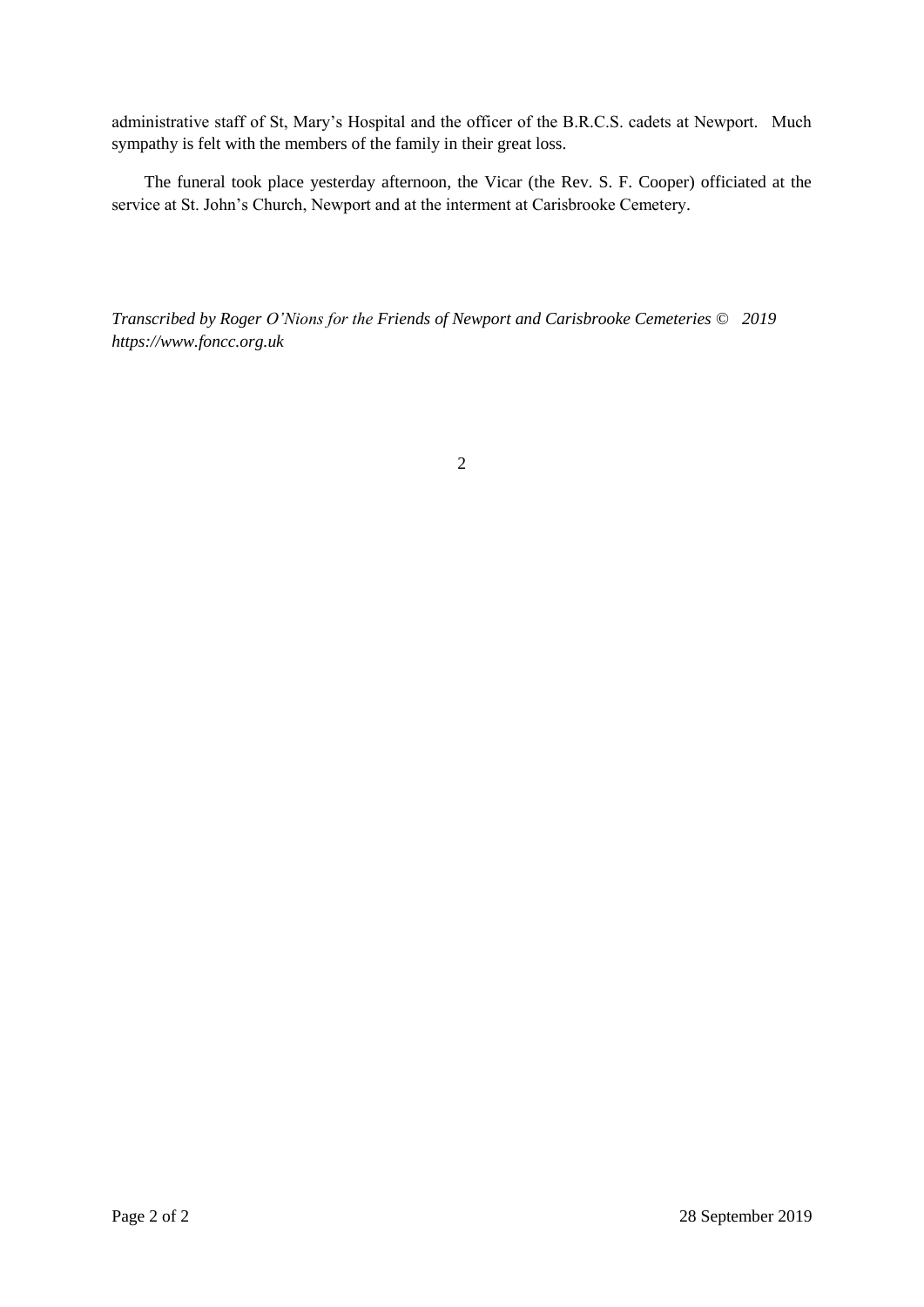administrative staff of St, Mary's Hospital and the officer of the B.R.C.S. cadets at Newport. Much sympathy is felt with the members of the family in their great loss.

The funeral took place yesterday afternoon, the Vicar (the Rev. S. F. Cooper) officiated at the service at St. John's Church, Newport and at the interment at Carisbrooke Cemetery.

*Transcribed by Roger O'Nions for the Friends of Newport and Carisbrooke Cemeteries © 2019*
*https://www.foncc.org.uk*